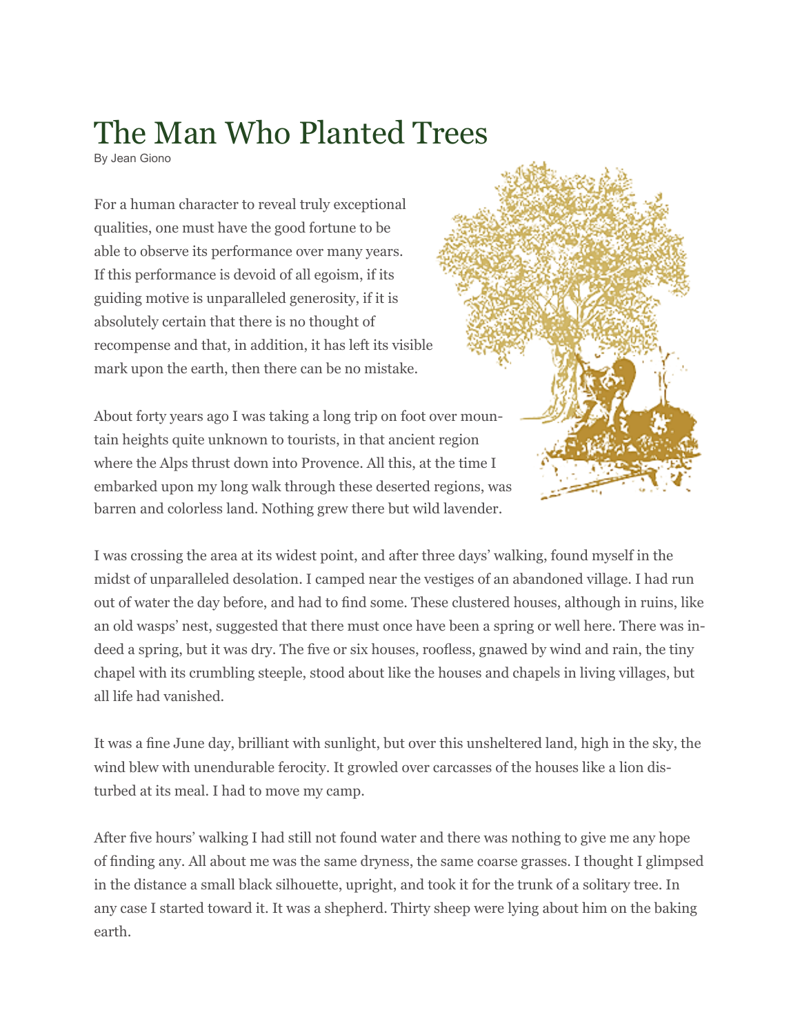# The Man Who Planted Trees

By Jean Giono

For a human character to reveal truly exceptional qualities, one must have the good fortune to be able to observe its performance over many years. If this performance is devoid of all egoism, if its guiding motive is unparalleled generosity, if it is absolutely certain that there is no thought of recompense and that, in addition, it has left its visible mark upon the earth, then there can be no mistake.

About forty years ago I was taking a long trip on foot over mountain heights quite unknown to tourists, in that ancient region where the Alps thrust down into Provence. All this, at the time I embarked upon my long walk through these deserted regions, was barren and colorless land. Nothing grew there but wild lavender.

I was crossing the area at its widest point, and after three days' walking, found myself in the midst of unparalleled desolation. I camped near the vestiges of an abandoned village. I had run out of water the day before, and had to find some. These clustered houses, although in ruins, like an old wasps' nest, suggested that there must once have been a spring or well here. There was indeed a spring, but it was dry. The five or six houses, roofless, gnawed by wind and rain, the tiny chapel with its crumbling steeple, stood about like the houses and chapels in living villages, but all life had vanished.

It was a fine June day, brilliant with sunlight, but over this unsheltered land, high in the sky, the wind blew with unendurable ferocity. It growled over carcasses of the houses like a lion disturbed at its meal. I had to move my camp.

After five hours' walking I had still not found water and there was nothing to give me any hope of finding any. All about me was the same dryness, the same coarse grasses. I thought I glimpsed in the distance a small black silhouette, upright, and took it for the trunk of a solitary tree. In any case I started toward it. It was a shepherd. Thirty sheep were lying about him on the baking earth.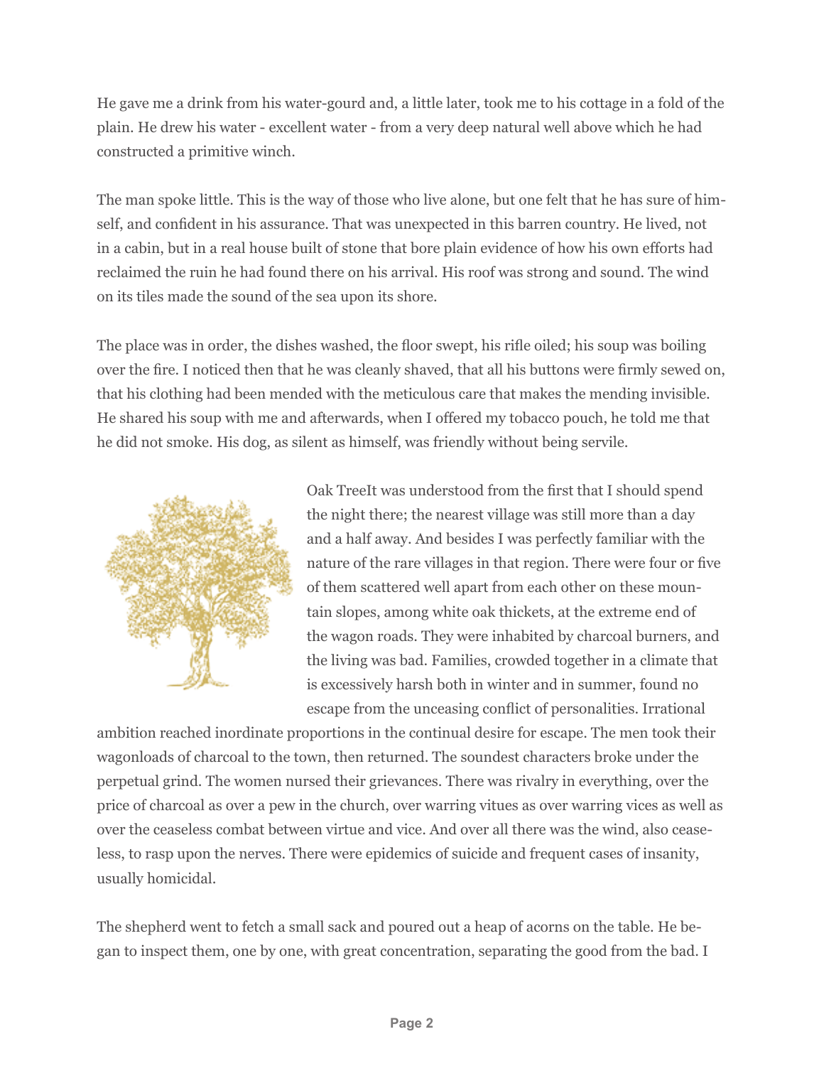He gave me a drink from his water-gourd and, a little later, took me to his cottage in a fold of the plain. He drew his water - excellent water - from a very deep natural well above which he had constructed a primitive winch.

The man spoke little. This is the way of those who live alone, but one felt that he has sure of himself, and confident in his assurance. That was unexpected in this barren country. He lived, not in a cabin, but in a real house built of stone that bore plain evidence of how his own efforts had reclaimed the ruin he had found there on his arrival. His roof was strong and sound. The wind on its tiles made the sound of the sea upon its shore.

The place was in order, the dishes washed, the floor swept, his rifle oiled; his soup was boiling over the fire. I noticed then that he was cleanly shaved, that all his buttons were firmly sewed on, that his clothing had been mended with the meticulous care that makes the mending invisible. He shared his soup with me and afterwards, when I offered my tobacco pouch, he told me that he did not smoke. His dog, as silent as himself, was friendly without being servile.

Oak TreeIt was understood from the first that I should spend the night there; the nearest village was still more than a day and a half away. And besides I was perfectly familiar with the nature of the rare villages in that region. There were four or five of them scattered well apart from each other on these mountain slopes, among white oak thickets, at the extreme end of the wagon roads. They were inhabited by charcoal burners, and the living was bad. Families, crowded together in a climate that is excessively harsh both in winter and in summer, found no escape from the unceasing conflict of personalities. Irrational ambition reached inordinate proportions in the continual desire for escape. The men took their wagonloads of charcoal to the town, then returned. The soundest characters broke under the perpetual grind. The women nursed their grievances. There was rivalry in everything, over the price of charcoal as over a pew in the church, over warring vitues as over warring vices as well as over the ceaseless combat between virtue and vice. And over all there was the wind, also ceaseless, to rasp upon the nerves. There were epidemics of suicide and frequent cases of insanity, usually homicidal.

The shepherd went to fetch a small sack and poured out a heap of acorns on the table. He began to inspect them, one by one, with great concentration, separating the good from the bad. I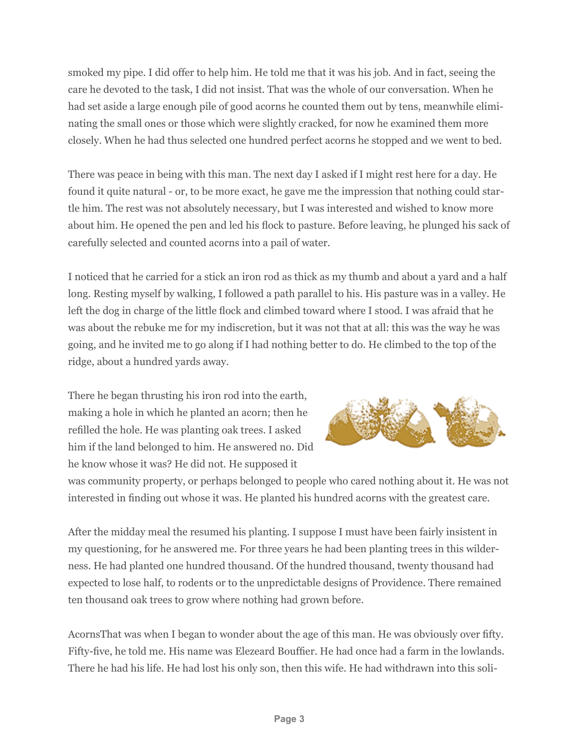smoked my pipe. I did offer to help him. He told me that it was his job. And in fact, seeing the care he devoted to the task, I did not insist. That was the whole of our conversation. When he had set aside a large enough pile of good acorns he counted them out by tens, meanwhile eliminating the small ones or those which were slightly cracked, for now he examined them more closely. When he had thus selected one hundred perfect acorns he stopped and we went to bed.

There was peace in being with this man. The next day I asked if I might rest here for a day. He found it quite natural - or, to be more exact, he gave me the impression that nothing could startle him. The rest was not absolutely necessary, but I was interested and wished to know more about him. He opened the pen and led his flock to pasture. Before leaving, he plunged his sack of carefully selected and counted acorns into a pail of water.

I noticed that he carried for a stick an iron rod as thick as my thumb and about a yard and a half long. Resting myself by walking, I followed a path parallel to his. His pasture was in a valley. He left the dog in charge of the little flock and climbed toward where I stood. I was afraid that he was about the rebuke me for my indiscretion, but it was not that at all: this was the way he was going, and he invited me to go along if I had nothing better to do. He climbed to the top of the ridge, about a hundred yards away.

There he began thrusting his iron rod into the earth, making a hole in which he planted an acorn; then he refilled the hole. He was planting oak trees. I asked him if the land belonged to him. He answered no. Did he know whose it was? He did not. He supposed it was community property, or perhaps belonged to people who cared nothing about it. He was not interested in finding out whose it was. He planted his hundred acorns with the greatest care.

After the midday meal the resumed his planting. I suppose I must have been fairly insistent in my questioning, for he answered me. For three years he had been planting trees in this wilderness. He had planted one hundred thousand. Of the hundred thousand, twenty thousand had expected to lose half, to rodents or to the unpredictable designs of Providence. There remained ten thousand oak trees to grow where nothing had grown before.

AcornsThat was when I began to wonder about the age of this man. He was obviously over fifty. Fifty-five, he told me. His name was Elezeard Bouffier. He had once had a farm in the lowlands. There he had his life. He had lost his only son, then this wife. He had withdrawn into this soli-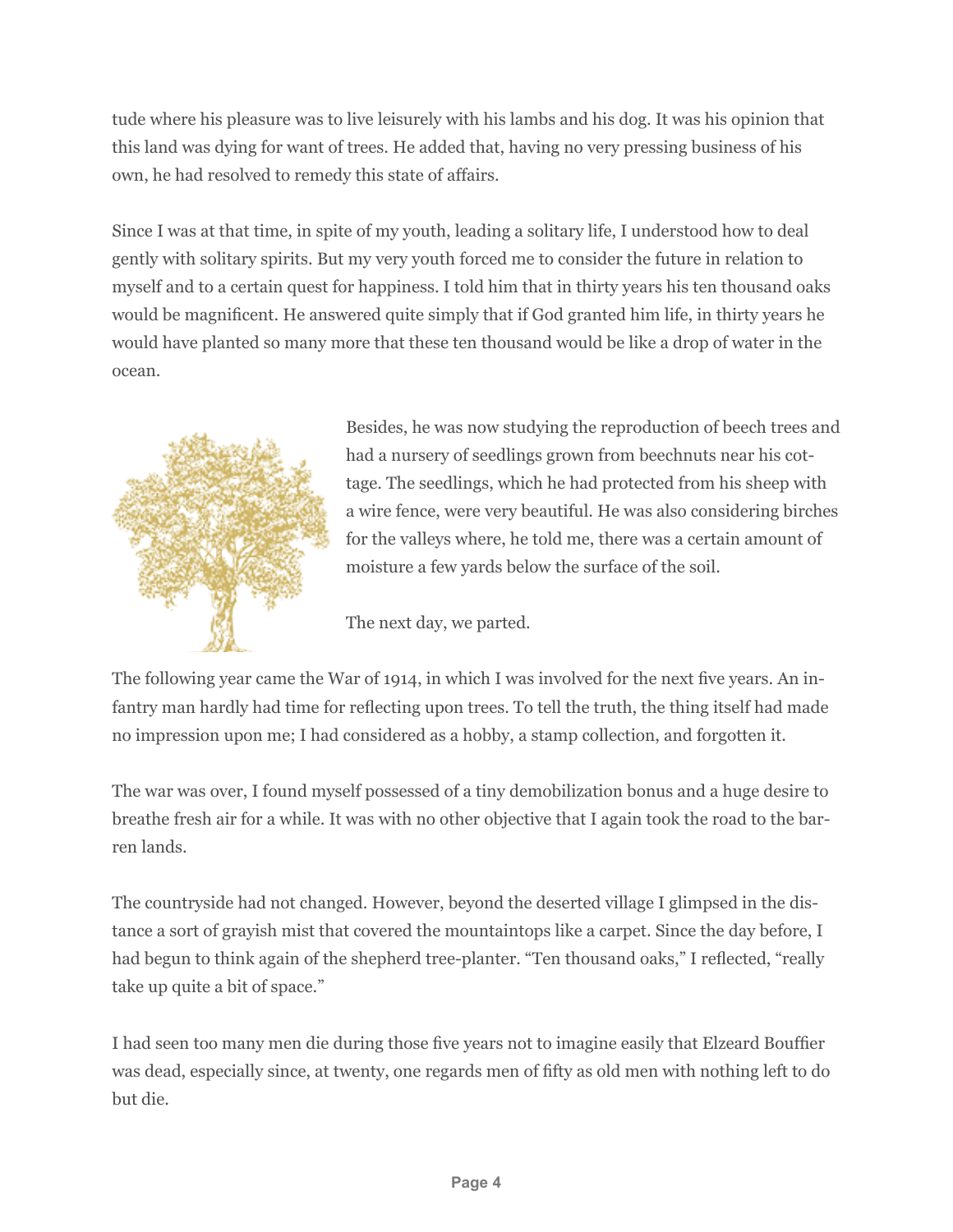tude where his pleasure was to live leisurely with his lambs and his dog. It was his opinion that this land was dying for want of trees. He added that, having no very pressing business of his own, he had resolved to remedy this state of affairs.

Since I was at that time, in spite of my youth, leading a solitary life, I understood how to deal gently with solitary spirits. But my very youth forced me to consider the future in relation to myself and to a certain quest for happiness. I told him that in thirty years his ten thousand oaks would be magnificent. He answered quite simply that if God granted him life, in thirty years he would have planted so many more that these ten thousand would be like a drop of water in the ocean.

Besides, he was now studying the reproduction of beech trees and had a nursery of seedlings grown from beechnuts near his cottage. The seedlings, which he had protected from his sheep with a wire fence, were very beautiful. He was also considering birches for the valleys where, he told me, there was a certain amount of moisture a few yards below the surface of the soil.

The next day, we parted.

The following year came the War of 1914, in which I was involved for the next five years. An infantry man hardly had time for reflecting upon trees. To tell the truth, the thing itself had made no impression upon me; I had considered as a hobby, a stamp collection, and forgotten it.

The war was over, I found myself possessed of a tiny demobilization bonus and a huge desire to breathe fresh air for a while. It was with no other objective that I again took the road to the barren lands.

The countryside had not changed. However, beyond the deserted village I glimpsed in the distance a sort of grayish mist that covered the mountaintops like a carpet. Since the day before, I had begun to think again of the shepherd tree-planter. "Ten thousand oaks," I reflected, "really take up quite a bit of space."

I had seen too many men die during those five years not to imagine easily that Elzeard Bouffier was dead, especially since, at twenty, one regards men of fifty as old men with nothing left to do but die.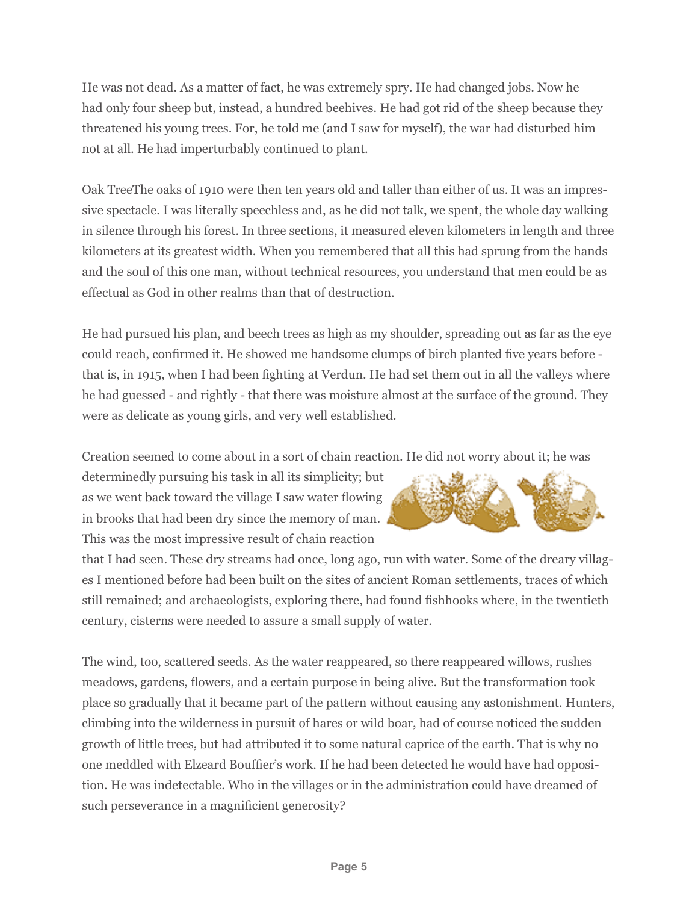He was not dead. As a matter of fact, he was extremely spry. He had changed jobs. Now he had only four sheep but, instead, a hundred beehives. He had got rid of the sheep because they threatened his young trees. For, he told me (and I saw for myself), the war had disturbed him not at all. He had imperturbably continued to plant.

Oak TreeThe oaks of 1910 were then ten years old and taller than either of us. It was an impressive spectacle. I was literally speechless and, as he did not talk, we spent, the whole day walking in silence through his forest. In three sections, it measured eleven kilometers in length and three kilometers at its greatest width. When you remembered that all this had sprung from the hands and the soul of this one man, without technical resources, you understand that men could be as effectual as God in other realms than that of destruction.

He had pursued his plan, and beech trees as high as my shoulder, spreading out as far as the eye could reach, confirmed it. He showed me handsome clumps of birch planted five years before - that is, in 1915, when I had been fighting at Verdun. He had set them out in all the valleys where he had guessed - and rightly - that there was moisture almost at the surface of the ground. They were as delicate as young girls, and very well established.

Creation seemed to come about in a sort of chain reaction. He did not worry about it; he was determinedly pursuing his task in all its simplicity; but as we went back toward the village I saw water flowing in brooks that had been dry since the memory of man. This was the most impressive result of chain reaction that I had seen. These dry streams had once, long ago, run with water. Some of the dreary villages I mentioned before had been built on the sites of ancient Roman settlements, traces of which still remained; and archaeologists, exploring there, had found fishhooks where, in the twentieth century, cisterns were needed to assure a small supply of water.

The wind, too, scattered seeds. As the water reappeared, so there reappeared willows, rushes meadows, gardens, flowers, and a certain purpose in being alive. But the transformation took place so gradually that it became part of the pattern without causing any astonishment. Hunters, climbing into the wilderness in pursuit of hares or wild boar, had of course noticed the sudden growth of little trees, but had attributed it to some natural caprice of the earth. That is why no one meddled with Elzeard Bouffier's work. If he had been detected he would have had opposition. He was indetectable. Who in the villages or in the administration could have dreamed of such perseverance in a magnificent generosity?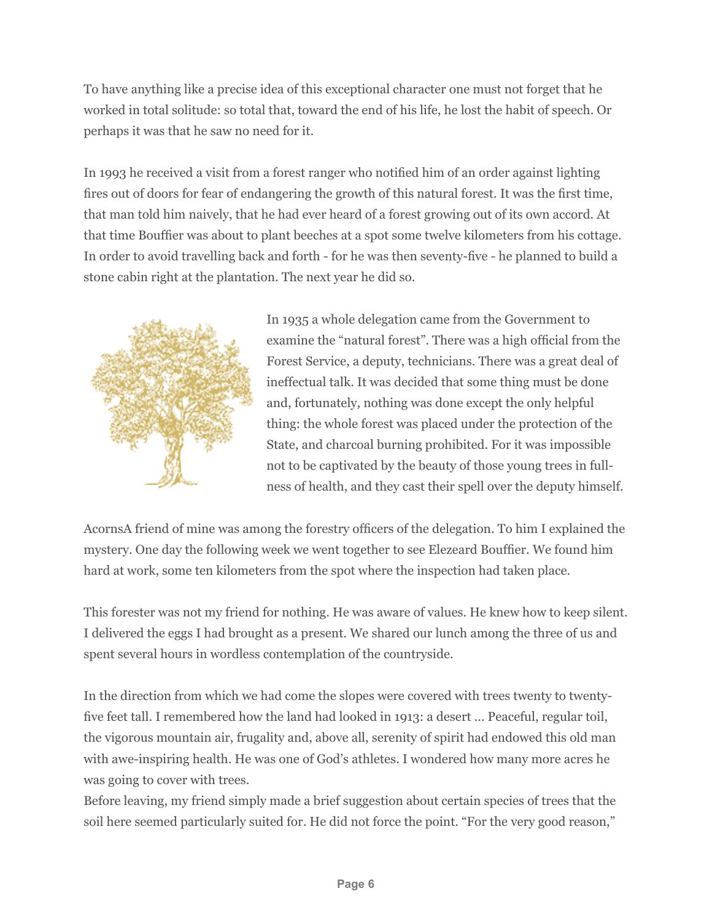To have anything like a precise idea of this exceptional character one must not forget that he worked in total solitude: so total that, toward the end of his life, he lost the habit of speech. Or perhaps it was that he saw no need for it.

In 1993 he received a visit from a forest ranger who notified him of an order against lighting fires out of doors for fear of endangering the growth of this natural forest. It was the first time, that man told him naively, that he had ever heard of a forest growing out of its own accord. At that time Bouffier was about to plant beeches at a spot some twelve kilometers from his cottage. In order to avoid travelling back and forth - for he was then seventy-five - he planned to build a stone cabin right at the plantation. The next year he did so.

In 1935 a whole delegation came from the Government to examine the "natural forest". There was a high official from the Forest Service, a deputy, technicians. There was a great deal of ineffectual talk. It was decided that some thing must be done and, fortunately, nothing was done except the only helpful thing: the whole forest was placed under the protection of the State, and charcoal burning prohibited. For it was impossible not to be captivated by the beauty of those young trees in fullness of health, and they cast their spell over the deputy himself.

AcornsA friend of mine was among the forestry officers of the delegation. To him I explained the mystery. One day the following week we went together to see Elezeard Bouffier. We found him hard at work, some ten kilometers from the spot where the inspection had taken place.

This forester was not my friend for nothing. He was aware of values. He knew how to keep silent. I delivered the eggs I had brought as a present. We shared our lunch among the three of us and spent several hours in wordless contemplation of the countryside.

In the direction from which we had come the slopes were covered with trees twenty to twenty-five feet tall. I remembered how the land had looked in 1913: a desert ... Peaceful, regular toil, the vigorous mountain air, frugality and, above all, serenity of spirit had endowed this old man with awe-inspiring health. He was one of God's athletes. I wondered how many more acres he was going to cover with trees.
Before leaving, my friend simply made a brief suggestion about certain species of trees that the soil here seemed particularly suited for. He did not force the point. "For the very good reason,"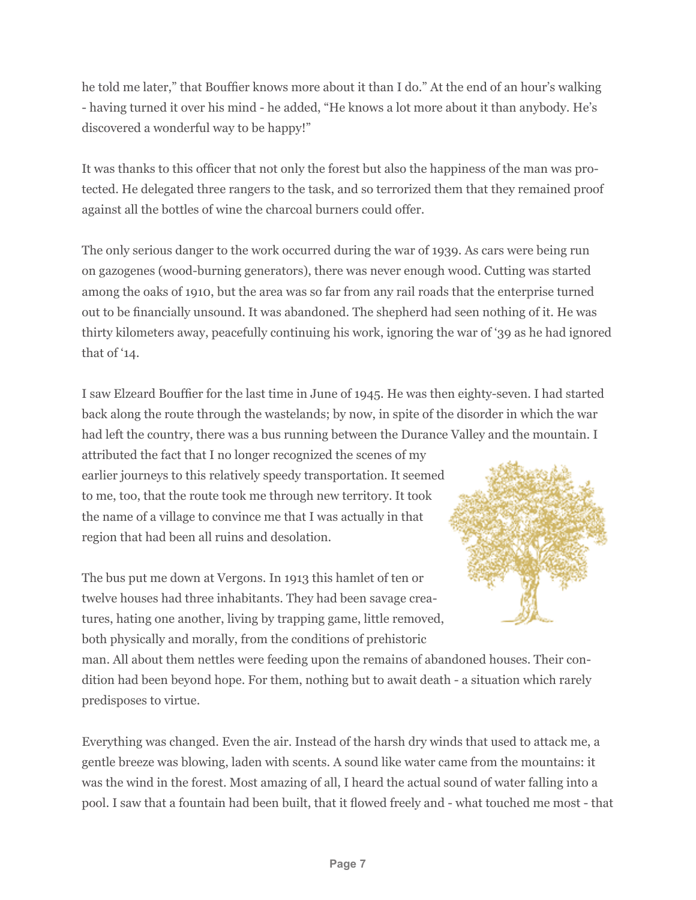he told me later," that Bouffier knows more about it than I do." At the end of an hour's walking - having turned it over his mind - he added, "He knows a lot more about it than anybody. He's discovered a wonderful way to be happy!"

It was thanks to this officer that not only the forest but also the happiness of the man was protected. He delegated three rangers to the task, and so terrorized them that they remained proof against all the bottles of wine the charcoal burners could offer.

The only serious danger to the work occurred during the war of 1939. As cars were being run on gazogenes (wood-burning generators), there was never enough wood. Cutting was started among the oaks of 1910, but the area was so far from any rail roads that the enterprise turned out to be financially unsound. It was abandoned. The shepherd had seen nothing of it. He was thirty kilometers away, peacefully continuing his work, ignoring the war of '39 as he had ignored that of '14.

I saw Elzeard Bouffier for the last time in June of 1945. He was then eighty-seven. I had started back along the route through the wastelands; by now, in spite of the disorder in which the war had left the country, there was a bus running between the Durance Valley and the mountain. I attributed the fact that I no longer recognized the scenes of my earlier journeys to this relatively speedy transportation. It seemed to me, too, that the route took me through new territory. It took the name of a village to convince me that I was actually in that region that had been all ruins and desolation.

The bus put me down at Vergons. In 1913 this hamlet of ten or twelve houses had three inhabitants. They had been savage creatures, hating one another, living by trapping game, little removed, both physically and morally, from the conditions of prehistoric man. All about them nettles were feeding upon the remains of abandoned houses. Their condition had been beyond hope. For them, nothing but to await death - a situation which rarely predisposes to virtue.

Everything was changed. Even the air. Instead of the harsh dry winds that used to attack me, a gentle breeze was blowing, laden with scents. A sound like water came from the mountains: it was the wind in the forest. Most amazing of all, I heard the actual sound of water falling into a pool. I saw that a fountain had been built, that it flowed freely and - what touched me most - that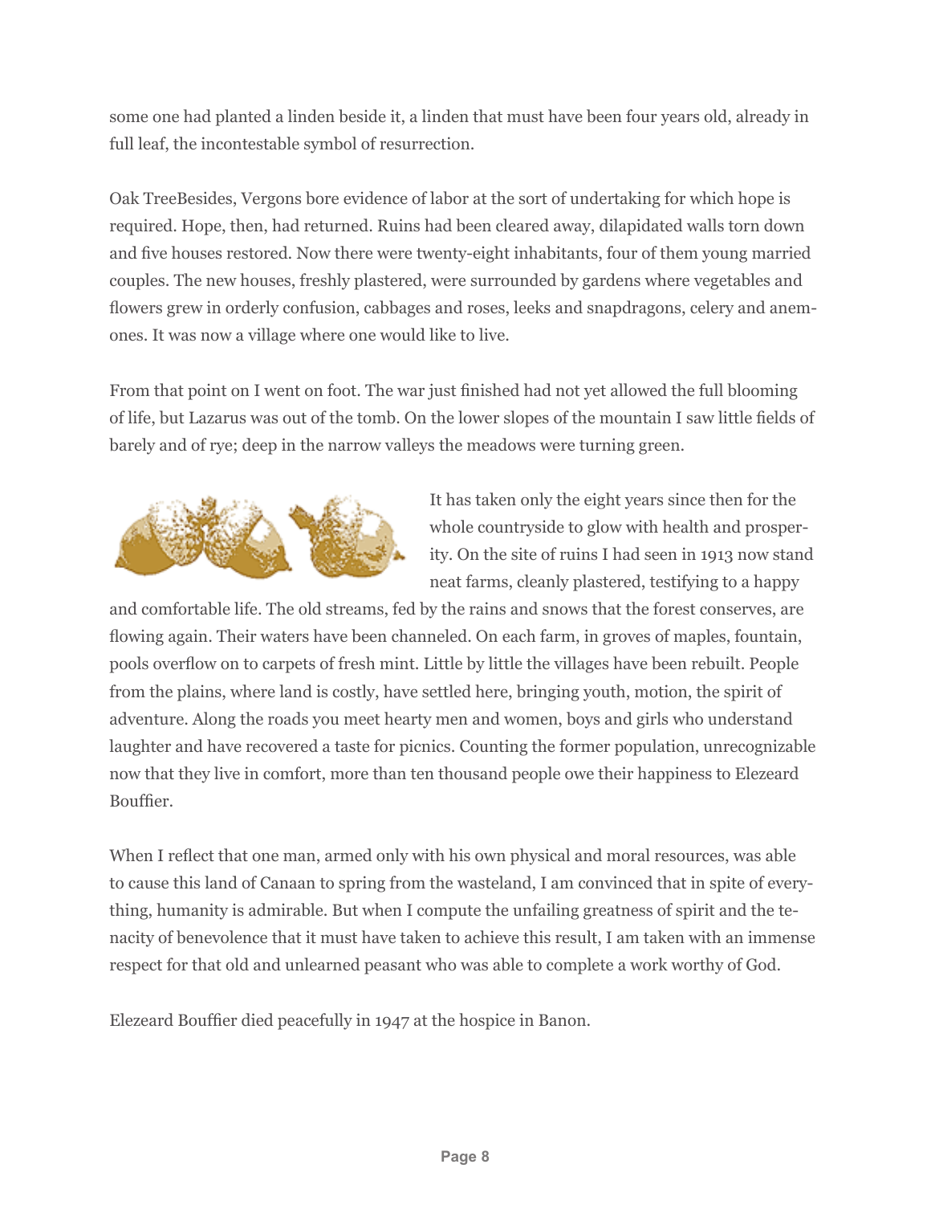some one had planted a linden beside it, a linden that must have been four years old, already in full leaf, the incontestable symbol of resurrection.

Oak TreeBesides, Vergons bore evidence of labor at the sort of undertaking for which hope is required. Hope, then, had returned. Ruins had been cleared away, dilapidated walls torn down and five houses restored. Now there were twenty-eight inhabitants, four of them young married couples. The new houses, freshly plastered, were surrounded by gardens where vegetables and flowers grew in orderly confusion, cabbages and roses, leeks and snapdragons, celery and anemones. It was now a village where one would like to live.

From that point on I went on foot. The war just finished had not yet allowed the full blooming of life, but Lazarus was out of the tomb. On the lower slopes of the mountain I saw little fields of barely and of rye; deep in the narrow valleys the meadows were turning green.

It has taken only the eight years since then for the whole countryside to glow with health and prosperity. On the site of ruins I had seen in 1913 now stand neat farms, cleanly plastered, testifying to a happy and comfortable life. The old streams, fed by the rains and snows that the forest conserves, are flowing again. Their waters have been channeled. On each farm, in groves of maples, fountain, pools overflow on to carpets of fresh mint. Little by little the villages have been rebuilt. People from the plains, where land is costly, have settled here, bringing youth, motion, the spirit of adventure. Along the roads you meet hearty men and women, boys and girls who understand laughter and have recovered a taste for picnics. Counting the former population, unrecognizable now that they live in comfort, more than ten thousand people owe their happiness to Elezeard Bouffier.

When I reflect that one man, armed only with his own physical and moral resources, was able to cause this land of Canaan to spring from the wasteland, I am convinced that in spite of everything, humanity is admirable. But when I compute the unfailing greatness of spirit and the tenacity of benevolence that it must have taken to achieve this result, I am taken with an immense respect for that old and unlearned peasant who was able to complete a work worthy of God.

Elezeard Bouffier died peacefully in 1947 at the hospice in Banon.